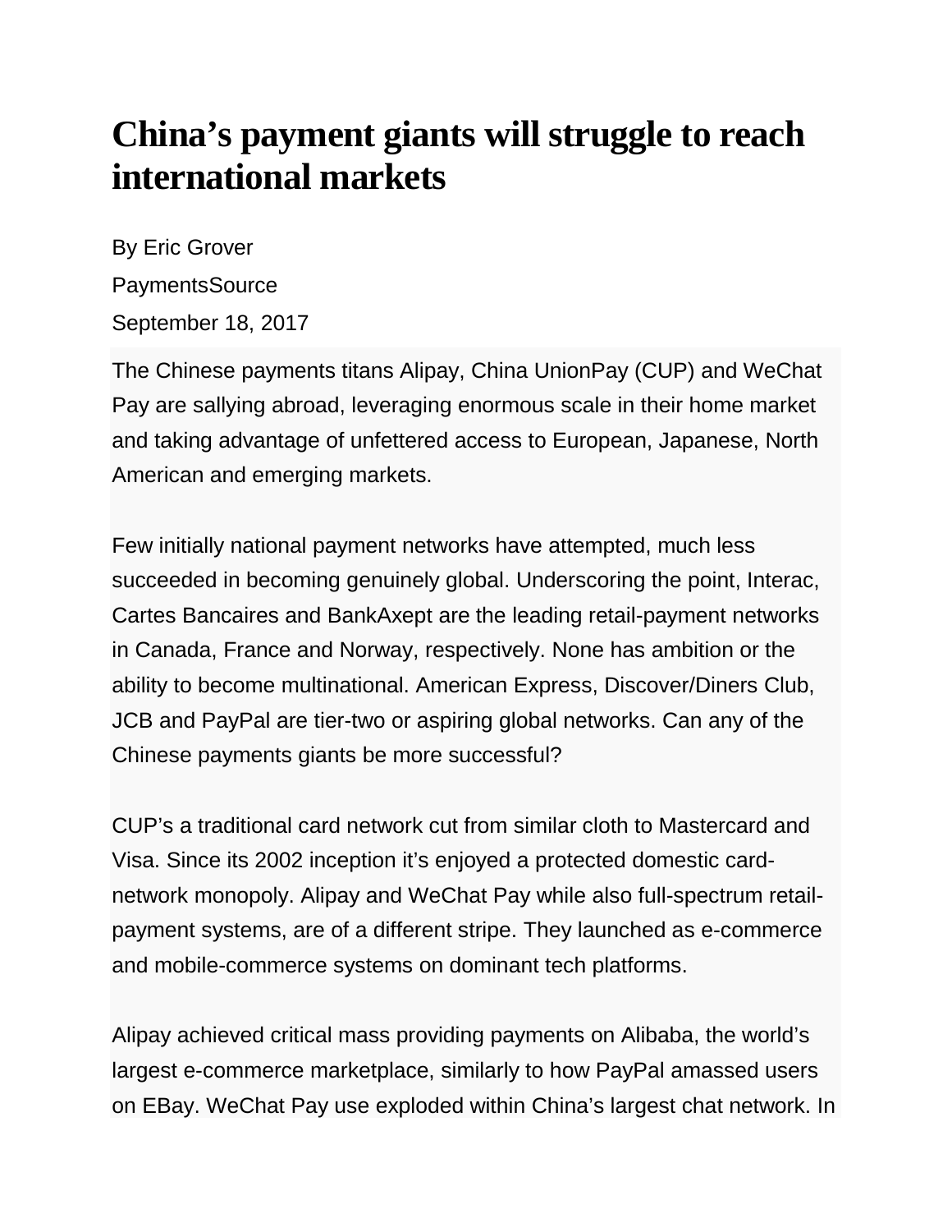# China’s payment giants will struggle to reach international markets

By Eric Grover

PaymentsSource

September 18, 2017

The Chinese payments titans Alipay, China UnionPay (CUP) and WeChat Pay are sallying abroad, leveraging enormous scale in their home market and taking advantage of unfettered access to European, Japanese, North American and emerging markets.

Few initially national payment networks have attempted, much less succeeded in becoming genuinely global. Underscoring the point, Interac, Cartes Bancaires and BankAxept are the leading retail-payment networks in Canada, France and Norway, respectively. None has ambition or the ability to become multinational. American Express, Discover/Diners Club, JCB and PayPal are tier-two or aspiring global networks. Can any of the Chinese payments giants be more successful?

CUP’s a traditional card network cut from similar cloth to Mastercard and Visa. Since its 2002 inception it’s enjoyed a protected domestic card-network monopoly. Alipay and WeChat Pay while also full-spectrum retail-payment systems, are of a different stripe. They launched as e-commerce and mobile-commerce systems on dominant tech platforms.

Alipay achieved critical mass providing payments on Alibaba, the world’s largest e-commerce marketplace, similarly to how PayPal amassed users on EBay. WeChat Pay use exploded within China’s largest chat network. In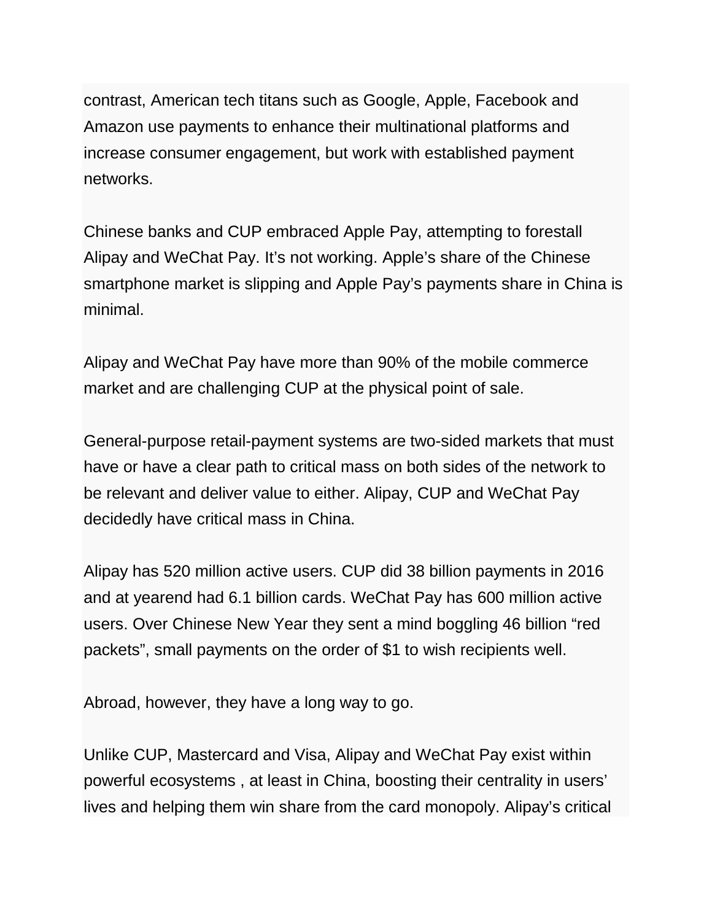contrast, American tech titans such as Google, Apple, Facebook and Amazon use payments to enhance their multinational platforms and increase consumer engagement, but work with established payment networks.

Chinese banks and CUP embraced Apple Pay, attempting to forestall Alipay and WeChat Pay. It's not working. Apple's share of the Chinese smartphone market is slipping and Apple Pay's payments share in China is minimal.

Alipay and WeChat Pay have more than 90% of the mobile commerce market and are challenging CUP at the physical point of sale.

General-purpose retail-payment systems are two-sided markets that must have or have a clear path to critical mass on both sides of the network to be relevant and deliver value to either. Alipay, CUP and WeChat Pay decidedly have critical mass in China.

Alipay has 520 million active users. CUP did 38 billion payments in 2016 and at yearend had 6.1 billion cards. WeChat Pay has 600 million active users. Over Chinese New Year they sent a mind boggling 46 billion "red packets", small payments on the order of $1 to wish recipients well.

Abroad, however, they have a long way to go.

Unlike CUP, Mastercard and Visa, Alipay and WeChat Pay exist within powerful ecosystems , at least in China, boosting their centrality in users' lives and helping them win share from the card monopoly. Alipay's critical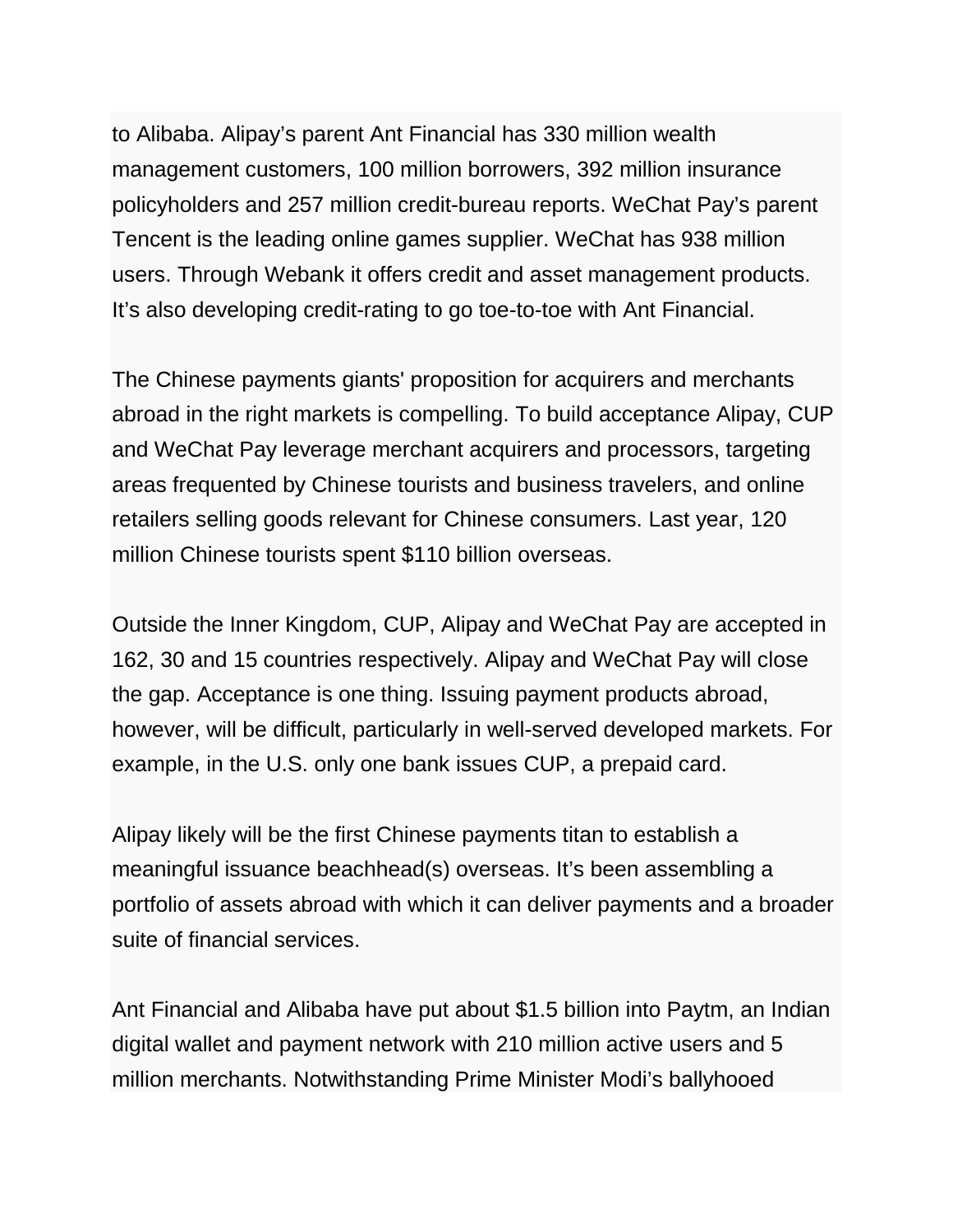to Alibaba. Alipay's parent Ant Financial has 330 million wealth management customers, 100 million borrowers, 392 million insurance policyholders and 257 million credit-bureau reports. WeChat Pay's parent Tencent is the leading online games supplier. WeChat has 938 million users. Through Webank it offers credit and asset management products. It's also developing credit-rating to go toe-to-toe with Ant Financial.

The Chinese payments giants' proposition for acquirers and merchants abroad in the right markets is compelling. To build acceptance Alipay, CUP and WeChat Pay leverage merchant acquirers and processors, targeting areas frequented by Chinese tourists and business travelers, and online retailers selling goods relevant for Chinese consumers. Last year, 120 million Chinese tourists spent $110 billion overseas.

Outside the Inner Kingdom, CUP, Alipay and WeChat Pay are accepted in 162, 30 and 15 countries respectively. Alipay and WeChat Pay will close the gap. Acceptance is one thing. Issuing payment products abroad, however, will be difficult, particularly in well-served developed markets. For example, in the U.S. only one bank issues CUP, a prepaid card.

Alipay likely will be the first Chinese payments titan to establish a meaningful issuance beachhead(s) overseas. It's been assembling a portfolio of assets abroad with which it can deliver payments and a broader suite of financial services.

Ant Financial and Alibaba have put about $1.5 billion into Paytm, an Indian digital wallet and payment network with 210 million active users and 5 million merchants. Notwithstanding Prime Minister Modi's ballyhooed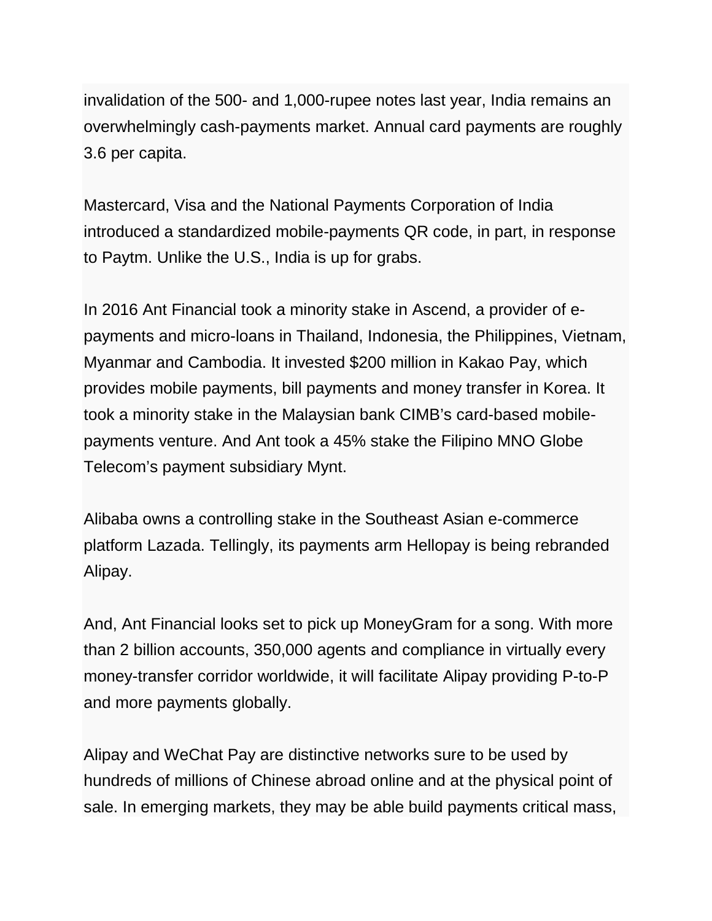invalidation of the 500- and 1,000-rupee notes last year, India remains an overwhelmingly cash-payments market. Annual card payments are roughly 3.6 per capita.

Mastercard, Visa and the National Payments Corporation of India introduced a standardized mobile-payments QR code, in part, in response to Paytm. Unlike the U.S., India is up for grabs.

In 2016 Ant Financial took a minority stake in Ascend, a provider of e-payments and micro-loans in Thailand, Indonesia, the Philippines, Vietnam, Myanmar and Cambodia. It invested $200 million in Kakao Pay, which provides mobile payments, bill payments and money transfer in Korea. It took a minority stake in the Malaysian bank CIMB's card-based mobile-payments venture. And Ant took a 45% stake the Filipino MNO Globe Telecom's payment subsidiary Mynt.

Alibaba owns a controlling stake in the Southeast Asian e-commerce platform Lazada. Tellingly, its payments arm Hellopay is being rebranded Alipay.

And, Ant Financial looks set to pick up MoneyGram for a song. With more than 2 billion accounts, 350,000 agents and compliance in virtually every money-transfer corridor worldwide, it will facilitate Alipay providing P-to-P and more payments globally.

Alipay and WeChat Pay are distinctive networks sure to be used by hundreds of millions of Chinese abroad online and at the physical point of sale. In emerging markets, they may be able build payments critical mass,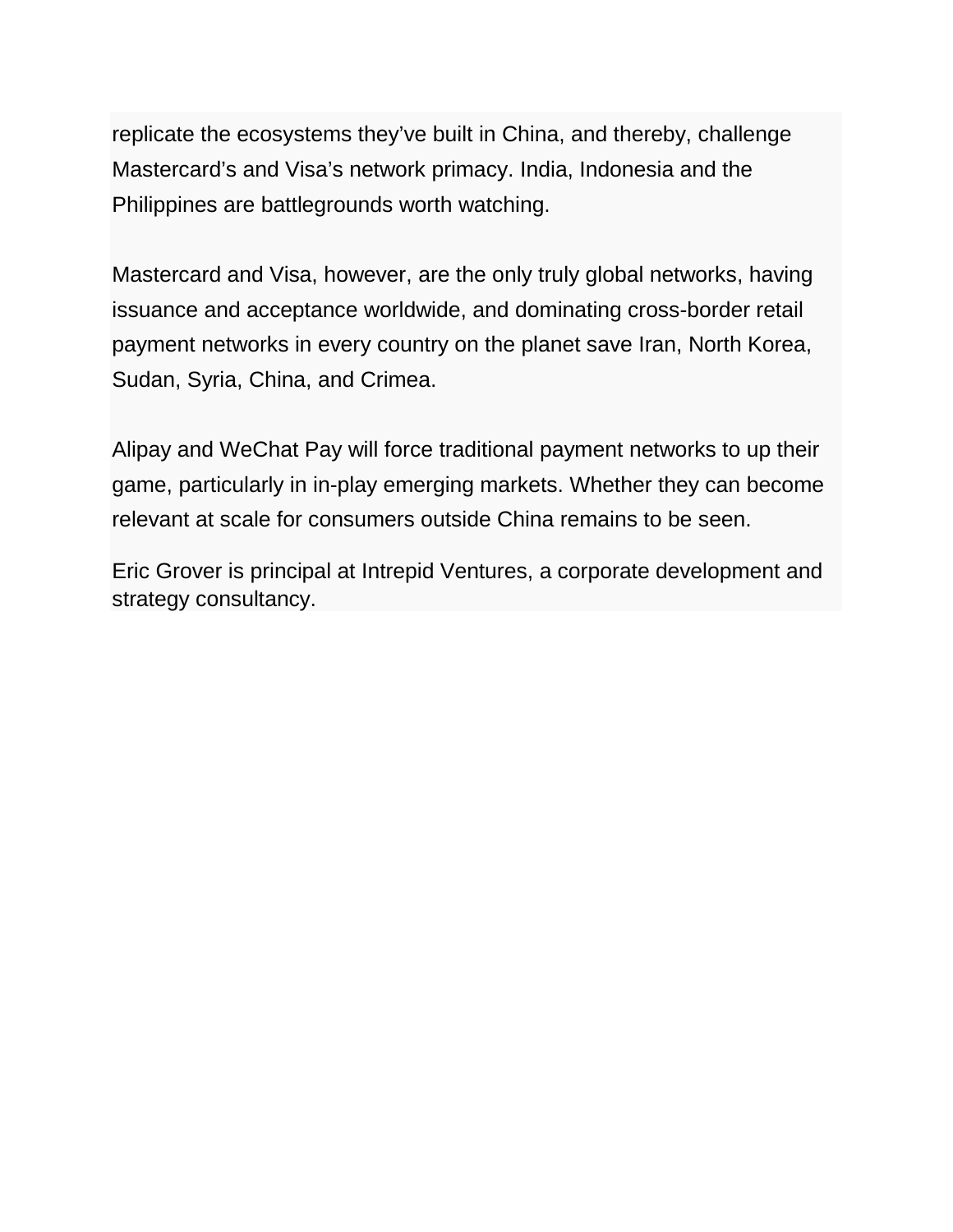replicate the ecosystems they've built in China, and thereby, challenge Mastercard's and Visa's network primacy. India, Indonesia and the Philippines are battlegrounds worth watching.

Mastercard and Visa, however, are the only truly global networks, having issuance and acceptance worldwide, and dominating cross-border retail payment networks in every country on the planet save Iran, North Korea, Sudan, Syria, China, and Crimea.

Alipay and WeChat Pay will force traditional payment networks to up their game, particularly in in-play emerging markets. Whether they can become relevant at scale for consumers outside China remains to be seen.

Eric Grover is principal at Intrepid Ventures, a corporate development and strategy consultancy.